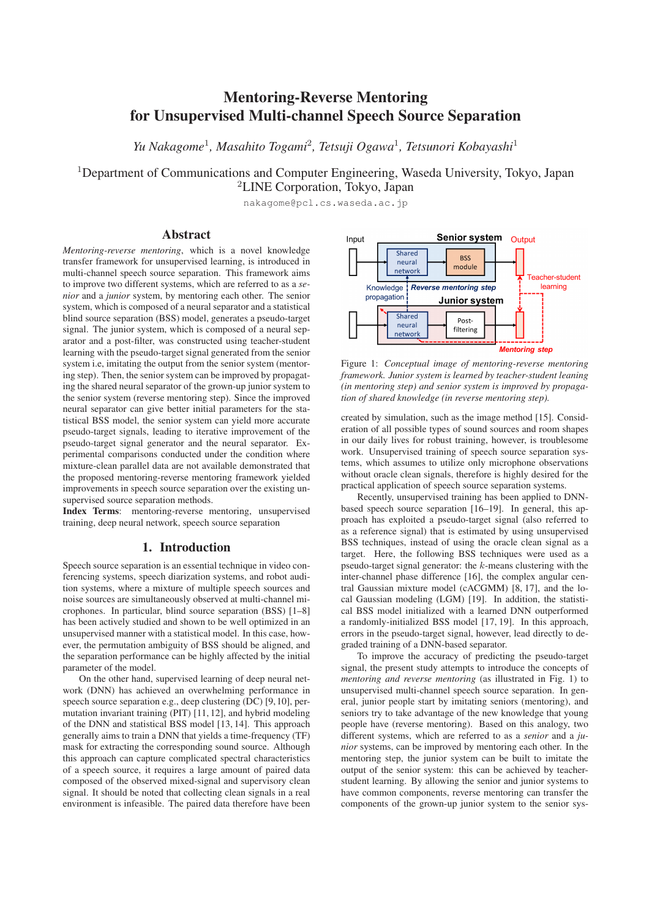# Mentoring-Reverse Mentoring for Unsupervised Multi-channel Speech Source Separation

*Yu Nakagome*[1], *Masahito Togami*[2], *Tetsuji Ogawa*[1], *Tetsunori Kobayashi*[1]

[1]Department of Communications and Computer Engineering, Waseda University, Tokyo, Japan
[2]LINE Corporation, Tokyo, Japan

nakagome@pcl.cs.waseda.ac.jp

## Abstract

*Mentoring-reverse mentoring*, which is a novel knowledge transfer framework for unsupervised learning, is introduced in multi-channel speech source separation. This framework aims to improve two different systems, which are referred to as a *senior* and a *junior* system, by mentoring each other. The senior system, which is composed of a neural separator and a statistical blind source separation (BSS) model, generates a pseudo-target signal. The junior system, which is composed of a neural separator and a post-filter, was constructed using teacher-student learning with the pseudo-target signal generated from the senior system i.e, imitating the output from the senior system (mentoring step). Then, the senior system can be improved by propagating the shared neural separator of the grown-up junior system to the senior system (reverse mentoring step). Since the improved neural separator can give better initial parameters for the statistical BSS model, the senior system can yield more accurate pseudo-target signals, leading to iterative improvement of the pseudo-target signal generator and the neural separator. Experimental comparisons conducted under the condition where mixture-clean parallel data are not available demonstrated that the proposed mentoring-reverse mentoring framework yielded improvements in speech source separation over the existing unsupervised source separation methods.

**Index Terms**: mentoring-reverse mentoring, unsupervised training, deep neural network, speech source separation

## 1. Introduction

Speech source separation is an essential technique in video conferencing systems, speech diarization systems, and robot audition systems, where a mixture of multiple speech sources and noise sources are simultaneously observed at multi-channel microphones. In particular, blind source separation (BSS) [1–8] has been actively studied and shown to be well optimized in an unsupervised manner with a statistical model. In this case, however, the permutation ambiguity of BSS should be aligned, and the separation performance can be highly affected by the initial parameter of the model.

On the other hand, supervised learning of deep neural network (DNN) has achieved an overwhelming performance in speech source separation e.g., deep clustering (DC) [9, 10], permutation invariant training (PIT) [11, 12], and hybrid modeling of the DNN and statistical BSS model [13, 14]. This approach generally aims to train a DNN that yields a time-frequency (TF) mask for extracting the corresponding sound source. Although this approach can capture complicated spectral characteristics of a speech source, it requires a large amount of paired data composed of the observed mixed-signal and supervisory clean signal. It should be noted that collecting clean signals in a real environment is infeasible. The paired data therefore have been created by simulation, such as the image method [15]. Consideration of all possible types of sound sources and room shapes in our daily lives for robust training, however, is troublesome work. Unsupervised training of speech source separation systems, which assumes to utilize only microphone observations without oracle clean signals, therefore is highly desired for the practical application of speech source separation systems.

Recently, unsupervised training has been applied to DNN-based speech source separation [16–19]. In general, this approach has exploited a pseudo-target signal (also referred to as a reference signal) that is estimated by using unsupervised BSS techniques, instead of using the oracle clean signal as a target. Here, the following BSS techniques were used as a pseudo-target signal generator: the $k$-means clustering with the inter-channel phase difference [16], the complex angular central Gaussian mixture model (cACGMM) [8, 17], and the local Gaussian modeling (LGM) [19]. In addition, the statistical BSS model initialized with a learned DNN outperformed a randomly-initialized BSS model [17, 19]. In this approach, errors in the pseudo-target signal, however, lead directly to degraded training of a DNN-based separator.

To improve the accuracy of predicting the pseudo-target signal, the present study attempts to introduce the concepts of *mentoring and reverse mentoring* (as illustrated in Fig. 1) to unsupervised multi-channel speech source separation. In general, junior people start by imitating seniors (mentoring), and seniors try to take advantage of the new knowledge that young people have (reverse mentoring). Based on this analogy, two different systems, which are referred to as a *senior* and a *junior* systems, can be improved by mentoring each other. In the mentoring step, the junior system can be built to imitate the output of the senior system: this can be achieved by teacher-student learning. By allowing the senior and junior systems to have common components, reverse mentoring can transfer the components of the grown-up junior system to the senior sys-

Figure 1: *Conceptual image of mentoring-reverse mentoring framework. Junior system is learned by teacher-student leaning (in mentoring step) and senior system is improved by propagation of shared knowledge (in reverse mentoring step).*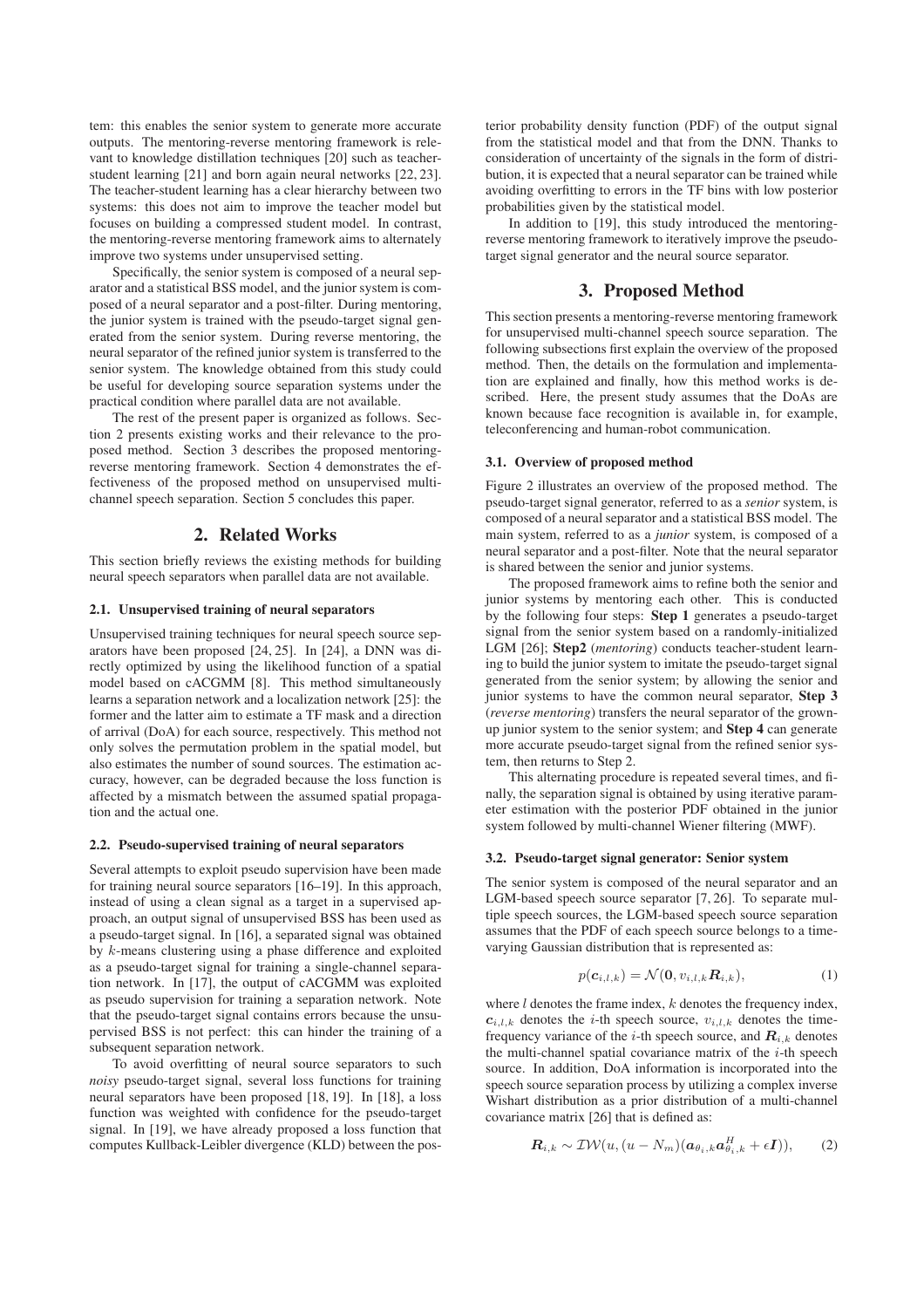tem: this enables the senior system to generate more accurate outputs. The mentoring-reverse mentoring framework is relevant to knowledge distillation techniques [20] such as teacher-student learning [21] and born again neural networks [22, 23]. The teacher-student learning has a clear hierarchy between two systems: this does not aim to improve the teacher model but focuses on building a compressed student model. In contrast, the mentoring-reverse mentoring framework aims to alternately improve two systems under unsupervised setting.

Specifically, the senior system is composed of a neural separator and a statistical BSS model, and the junior system is composed of a neural separator and a post-filter. During mentoring, the junior system is trained with the pseudo-target signal generated from the senior system. During reverse mentoring, the neural separator of the refined junior system is transferred to the senior system. The knowledge obtained from this study could be useful for developing source separation systems under the practical condition where parallel data are not available.

The rest of the present paper is organized as follows. Section 2 presents existing works and their relevance to the proposed method. Section 3 describes the proposed mentoring-reverse mentoring framework. Section 4 demonstrates the effectiveness of the proposed method on unsupervised multi-channel speech separation. Section 5 concludes this paper.

## 2. Related Works

This section briefly reviews the existing methods for building neural speech separators when parallel data are not available.

### 2.1. Unsupervised training of neural separators

Unsupervised training techniques for neural speech source separators have been proposed [24, 25]. In [24], a DNN was directly optimized by using the likelihood function of a spatial model based on cACGMM [8]. This method simultaneously learns a separation network and a localization network [25]: the former and the latter aim to estimate a TF mask and a direction of arrival (DoA) for each source, respectively. This method not only solves the permutation problem in the spatial model, but also estimates the number of sound sources. The estimation accuracy, however, can be degraded because the loss function is affected by a mismatch between the assumed spatial propagation and the actual one.

### 2.2. Pseudo-supervised training of neural separators

Several attempts to exploit pseudo supervision have been made for training neural source separators [16–19]. In this approach, instead of using a clean signal as a target in a supervised approach, an output signal of unsupervised BSS has been used as a pseudo-target signal. In [16], a separated signal was obtained by $k$-means clustering using a phase difference and exploited as a pseudo-target signal for training a single-channel separation network. In [17], the output of cACGMM was exploited as pseudo supervision for training a separation network. Note that the pseudo-target signal contains errors because the unsupervised BSS is not perfect: this can hinder the training of a subsequent separation network.

To avoid overfitting of neural source separators to such *noisy* pseudo-target signal, several loss functions for training neural separators have been proposed [18, 19]. In [18], a loss function was weighted with confidence for the pseudo-target signal. In [19], we have already proposed a loss function that computes Kullback-Leibler divergence (KLD) between the posterior probability density function (PDF) of the output signal from the statistical model and that from the DNN. Thanks to consideration of uncertainty of the signals in the form of distribution, it is expected that a neural separator can be trained while avoiding overfitting to errors in the TF bins with low posterior probabilities given by the statistical model.

In addition to [19], this study introduced the mentoring-reverse mentoring framework to iteratively improve the pseudo-target signal generator and the neural source separator.

## 3. Proposed Method

This section presents a mentoring-reverse mentoring framework for unsupervised multi-channel speech source separation. The following subsections first explain the overview of the proposed method. Then, the details on the formulation and implementation are explained and finally, how this method works is described. Here, the present study assumes that the DoAs are known because face recognition is available in, for example, teleconferencing and human-robot communication.

### 3.1. Overview of proposed method

Figure 2 illustrates an overview of the proposed method. The pseudo-target signal generator, referred to as a *senior* system, is composed of a neural separator and a statistical BSS model. The main system, referred to as a *junior* system, is composed of a neural separator and a post-filter. Note that the neural separator is shared between the senior and junior systems.

The proposed framework aims to refine both the senior and junior systems by mentoring each other. This is conducted by the following four steps: **Step 1** generates a pseudo-target signal from the senior system based on a randomly-initialized LGM [26]; **Step2** (*mentoring*) conducts teacher-student learning to build the junior system to imitate the pseudo-target signal generated from the senior system; by allowing the senior and junior systems to have the common neural separator, **Step 3** (*reverse mentoring*) transfers the neural separator of the grown-up junior system to the senior system; and **Step 4** can generate more accurate pseudo-target signal from the refined senior system, then returns to Step 2.

This alternating procedure is repeated several times, and finally, the separation signal is obtained by using iterative parameter estimation with the posterior PDF obtained in the junior system followed by multi-channel Wiener filtering (MWF).

### 3.2. Pseudo-target signal generator: Senior system

The senior system is composed of the neural separator and an LGM-based speech source separator [7, 26]. To separate multiple speech sources, the LGM-based speech source separation assumes that the PDF of each speech source belongs to a time-varying Gaussian distribution that is represented as:

$$p(\boldsymbol{c}_{i,l,k}) = \mathcal{N}(\boldsymbol{0}, v_{i,l,k}\boldsymbol{R}_{i,k}), \tag{1}$$

where $l$ denotes the frame index, $k$ denotes the frequency index, $\boldsymbol{c}_{i,l,k}$ denotes the $i$-th speech source, $v_{i,l,k}$ denotes the time-frequency variance of the $i$-th speech source, and $\boldsymbol{R}_{i,k}$ denotes the multi-channel spatial covariance matrix of the $i$-th speech source. In addition, DoA information is incorporated into the speech source separation process by utilizing a complex inverse Wishart distribution as a prior distribution of a multi-channel covariance matrix [26] that is defined as:

$$\boldsymbol{R}_{i,k} \sim \mathcal{IW}(u, (u - N_m)(\boldsymbol{a}_{\theta_i,k}\boldsymbol{a}_{\theta_i,k}^H + \epsilon \boldsymbol{I})), \tag{2}$$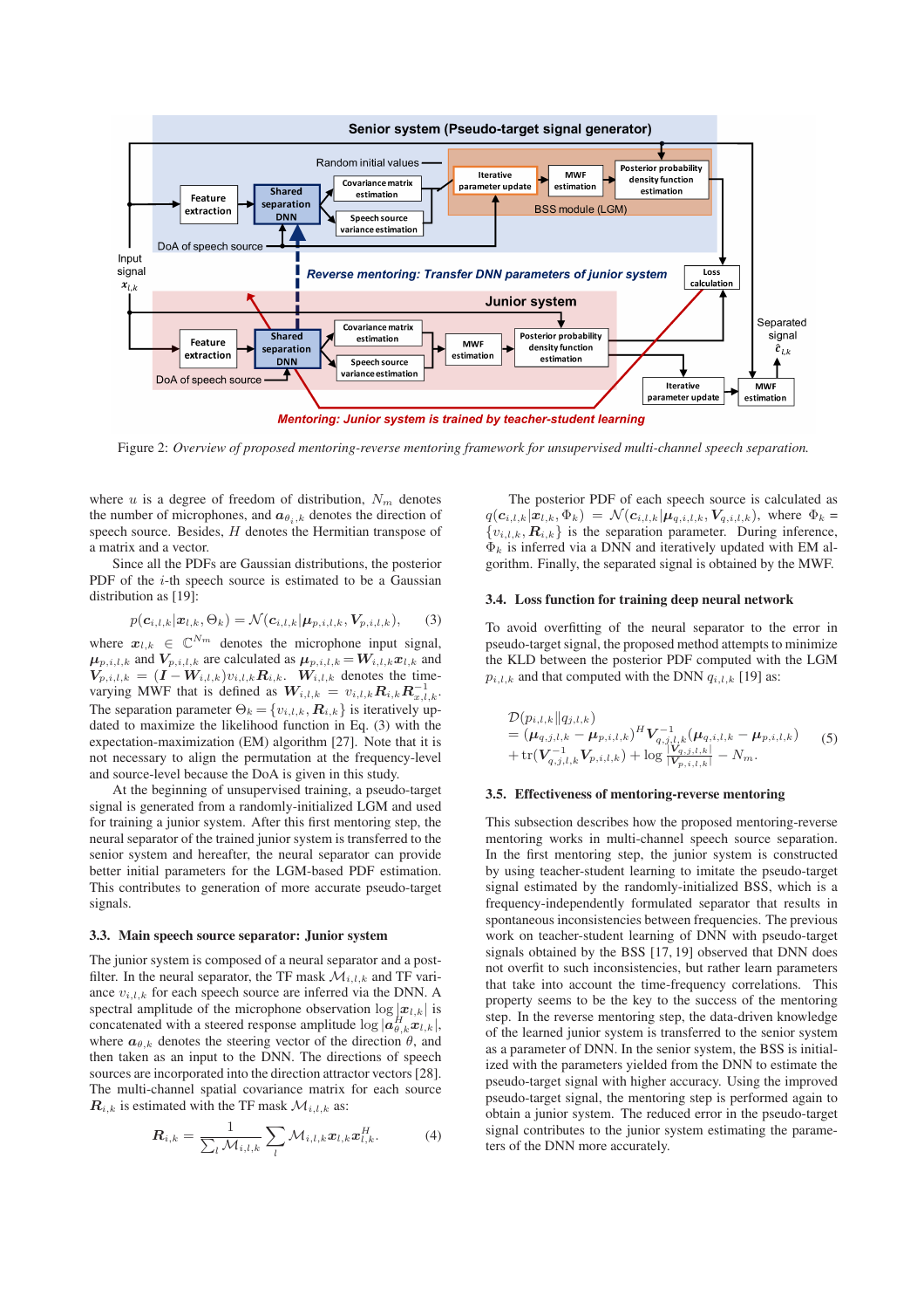Figure 2: *Overview of proposed mentoring-reverse mentoring framework for unsupervised multi-channel speech separation.*

where $u$ is a degree of freedom of distribution, $N_m$ denotes the number of microphones, and $\boldsymbol{a}_{\theta_i,k}$ denotes the direction of speech source. Besides, $H$ denotes the Hermitian transpose of a matrix and a vector.

Since all the PDFs are Gaussian distributions, the posterior PDF of the $i$-th speech source is estimated to be a Gaussian distribution as [19]:

$$p(\boldsymbol{c}_{i,l,k}|\boldsymbol{x}_{l,k}, \Theta_k) = \mathcal{N}(\boldsymbol{c}_{i,l,k}|\boldsymbol{\mu}_{p,i,l,k}, \boldsymbol{V}_{p,i,l,k}), \tag{3}$$

where $\boldsymbol{x}_{l,k} \in \mathbb{C}^{N_m}$ denotes the microphone input signal, $\boldsymbol{\mu}_{p,i,l,k}$ and $\boldsymbol{V}_{p,i,l,k}$ are calculated as $\boldsymbol{\mu}_{p,i,l,k} = \boldsymbol{W}_{i,l,k}\boldsymbol{x}_{l,k}$ and $\boldsymbol{V}_{p,i,l,k} = (\boldsymbol{I} - \boldsymbol{W}_{i,l,k})v_{i,l,k}\boldsymbol{R}_{i,k}$. $\boldsymbol{W}_{i,l,k}$ denotes the time-varying MWF that is defined as $\boldsymbol{W}_{i,l,k} = v_{i,l,k}\boldsymbol{R}_{i,k}\boldsymbol{R}_{x,l,k}^{-1}$. The separation parameter $\Theta_k = \{v_{i,l,k}, \boldsymbol{R}_{i,k}\}$ is iteratively updated to maximize the likelihood function in Eq. (3) with the expectation-maximization (EM) algorithm [27]. Note that it is not necessary to align the permutation at the frequency-level and source-level because the DoA is given in this study.

At the beginning of unsupervised training, a pseudo-target signal is generated from a randomly-initialized LGM and used for training a junior system. After this first mentoring step, the neural separator of the trained junior system is transferred to the senior system and hereafter, the neural separator can provide better initial parameters for the LGM-based PDF estimation. This contributes to generation of more accurate pseudo-target signals.

### 3.3. Main speech source separator: Junior system

The junior system is composed of a neural separator and a post-filter. In the neural separator, the TF mask $\mathcal{M}_{i,l,k}$ and TF variance $v_{i,l,k}$ for each speech source are inferred via the DNN. A spectral amplitude of the microphone observation $\log|\boldsymbol{x}_{l,k}|$ is concatenated with a steered response amplitude $\log|\boldsymbol{a}_{\theta,k}^H\boldsymbol{x}_{l,k}|$, where $\boldsymbol{a}_{\theta,k}$ denotes the steering vector of the direction $\theta$, and then taken as an input to the DNN. The directions of speech sources are incorporated into the direction attractor vectors [28]. The multi-channel spatial covariance matrix for each source $\boldsymbol{R}_{i,k}$ is estimated with the TF mask $\mathcal{M}_{i,l,k}$ as:

$$\boldsymbol{R}_{i,k} = \frac{1}{\sum_l \mathcal{M}_{i,l,k}} \sum_l \mathcal{M}_{i,l,k}\boldsymbol{x}_{l,k}\boldsymbol{x}_{l,k}^H. \tag{4}$$

The posterior PDF of each speech source is calculated as $q(\boldsymbol{c}_{i,l,k}|\boldsymbol{x}_{l,k}, \Phi_k) = \mathcal{N}(\boldsymbol{c}_{i,l,k}|\boldsymbol{\mu}_{q,i,l,k}, \boldsymbol{V}_{q,i,l,k})$, where $\Phi_k = \{v_{i,l,k}, \boldsymbol{R}_{i,k}\}$ is the separation parameter. During inference, $\Phi_k$ is inferred via a DNN and iteratively updated with EM algorithm. Finally, the separated signal is obtained by the MWF.

### 3.4. Loss function for training deep neural network

To avoid overfitting of the neural separator to the error in pseudo-target signal, the proposed method attempts to minimize the KLD between the posterior PDF computed with the LGM $p_{i,l,k}$ and that computed with the DNN $q_{i,l,k}$ [19] as:

$$\begin{aligned}
&\mathcal{D}(p_{i,l,k}\|q_{j,l,k}) \\
&= (\boldsymbol{\mu}_{q,j,l,k} - \boldsymbol{\mu}_{p,i,l,k})^H \boldsymbol{V}_{q,j,l,k}^{-1}(\boldsymbol{\mu}_{q,j,l,k} - \boldsymbol{\mu}_{p,i,l,k}) \\
&+ \mathrm{tr}(\boldsymbol{V}_{q,j,l,k}^{-1}\boldsymbol{V}_{p,i,l,k}) + \log\frac{|\boldsymbol{V}_{q,j,l,k}|}{|\boldsymbol{V}_{p,i,l,k}|} - N_m.
\end{aligned} \tag{5}$$

### 3.5. Effectiveness of mentoring-reverse mentoring

This subsection describes how the proposed mentoring-reverse mentoring works in multi-channel speech source separation. In the first mentoring step, the junior system is constructed by using teacher-student learning to imitate the pseudo-target signal estimated by the randomly-initialized BSS, which is a frequency-independently formulated separator that results in spontaneous inconsistencies between frequencies. The previous work on teacher-student learning of DNN with pseudo-target signals obtained by the BSS [17, 19] observed that DNN does not overfit to such inconsistencies, but rather learn parameters that take into account the time-frequency correlations. This property seems to be the key to the success of the mentoring step. In the reverse mentoring step, the data-driven knowledge of the learned junior system is transferred to the senior system as a parameter of DNN. In the senior system, the BSS is initialized with the parameters yielded from the DNN to estimate the pseudo-target signal with higher accuracy. Using the improved pseudo-target signal, the mentoring step is performed again to obtain a junior system. The reduced error in the pseudo-target signal contributes to the junior system estimating the parameters of the DNN more accurately.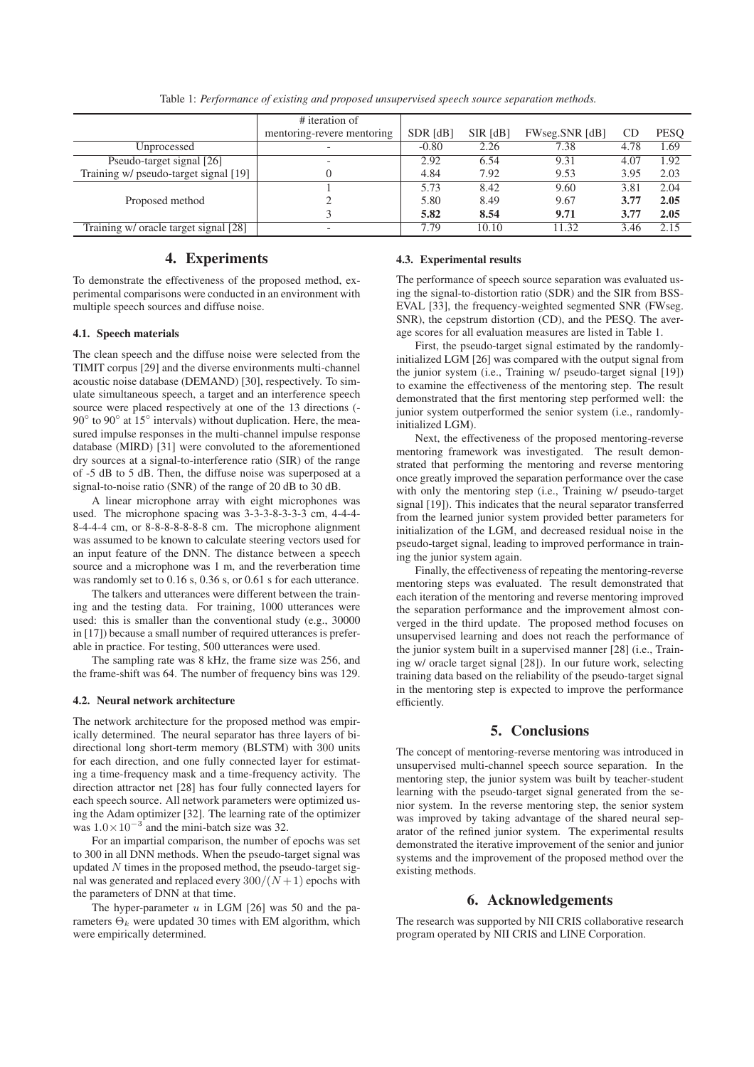Table 1: *Performance of existing and proposed unsupervised speech source separation methods.*

| | # iteration of mentoring-revere mentoring | SDR [dB] | SIR [dB] | FWseg.SNR [dB] | CD | PESQ |
|---|---|---|---|---|---|---|
| Unprocessed | - | -0.80 | 2.26 | 7.38 | 4.78 | 1.69 |
| Pseudo-target signal [26] | - | 2.92 | 6.54 | 9.31 | 4.07 | 1.92 |
| Training w/ pseudo-target signal [19] | 0 | 4.84 | 7.92 | 9.53 | 3.95 | 2.03 |
| Proposed method | 1 | 5.73 | 8.42 | 9.60 | 3.81 | 2.04 |
| | 2 | 5.80 | 8.49 | 9.67 | **3.77** | **2.05** |
| | 3 | **5.82** | **8.54** | **9.71** | **3.77** | **2.05** |
| Training w/ oracle target signal [28] | - | 7.79 | 10.10 | 11.32 | 3.46 | 2.15 |

# 4. Experiments

To demonstrate the effectiveness of the proposed method, experimental comparisons were conducted in an environment with multiple speech sources and diffuse noise.

### 4.1. Speech materials

The clean speech and the diffuse noise were selected from the TIMIT corpus [29] and the diverse environments multi-channel acoustic noise database (DEMAND) [30], respectively. To simulate simultaneous speech, a target and an interference speech source were placed respectively at one of the 13 directions ($-90^\circ$ to $90^\circ$ at $15^\circ$ intervals) without duplication. Here, the measured impulse responses in the multi-channel impulse response database (MIRD) [31] were convoluted to the aforementioned dry sources at a signal-to-interference ratio (SIR) of the range of -5 dB to 5 dB. Then, the diffuse noise was superposed at a signal-to-noise ratio (SNR) of the range of 20 dB to 30 dB.

A linear microphone array with eight microphones was used. The microphone spacing was 3-3-3-8-3-3-3 cm, 4-4-4-8-4-4-4 cm, or 8-8-8-8-8-8-8 cm. The microphone alignment was assumed to be known to calculate steering vectors used for an input feature of the DNN. The distance between a speech source and a microphone was 1 m, and the reverberation time was randomly set to 0.16 s, 0.36 s, or 0.61 s for each utterance.

The talkers and utterances were different between the training and the testing data. For training, 1000 utterances were used: this is smaller than the conventional study (e.g., 30000 in [17]) because a small number of required utterances is preferable in practice. For testing, 500 utterances were used.

The sampling rate was 8 kHz, the frame size was 256, and the frame-shift was 64. The number of frequency bins was 129.

### 4.2. Neural network architecture

The network architecture for the proposed method was empirically determined. The neural separator has three layers of bidirectional long short-term memory (BLSTM) with 300 units for each direction, and one fully connected layer for estimating a time-frequency mask and a time-frequency activity. The direction attractor net [28] has four fully connected layers for each speech source. All network parameters were optimized using the Adam optimizer [32]. The learning rate of the optimizer was $1.0\times10^{-3}$ and the mini-batch size was 32.

For an impartial comparison, the number of epochs was set to 300 in all DNN methods. When the pseudo-target signal was updated $N$ times in the proposed method, the pseudo-target signal was generated and replaced every $300/(N+1)$ epochs with the parameters of DNN at that time.

The hyper-parameter $u$ in LGM [26] was 50 and the parameters $\Theta_k$ were updated 30 times with EM algorithm, which were empirically determined.

### 4.3. Experimental results

The performance of speech source separation was evaluated using the signal-to-distortion ratio (SDR) and the SIR from BSS-EVAL [33], the frequency-weighted segmented SNR (FWseg. SNR), the cepstrum distortion (CD), and the PESQ. The average scores for all evaluation measures are listed in Table 1.

First, the pseudo-target signal estimated by the randomly-initialized LGM [26] was compared with the output signal from the junior system (i.e., Training w/ pseudo-target signal [19]) to examine the effectiveness of the mentoring step. The result demonstrated that the first mentoring step performed well: the junior system outperformed the senior system (i.e., randomly-initialized LGM).

Next, the effectiveness of the proposed mentoring-reverse mentoring framework was investigated. The result demonstrated that performing the mentoring and reverse mentoring once greatly improved the separation performance over the case with only the mentoring step (i.e., Training w/ pseudo-target signal [19]). This indicates that the neural separator transferred from the learned junior system provided better parameters for initialization of the LGM, and decreased residual noise in the pseudo-target signal, leading to improved performance in training the junior system again.

Finally, the effectiveness of repeating the mentoring-reverse mentoring steps was evaluated. The result demonstrated that each iteration of the mentoring and reverse mentoring improved the separation performance and the improvement almost converged in the third update. The proposed method focuses on unsupervised learning and does not reach the performance of the junior system built in a supervised manner [28] (i.e., Training w/ oracle target signal [28]). In our future work, selecting training data based on the reliability of the pseudo-target signal in the mentoring step is expected to improve the performance efficiently.

# 5. Conclusions

The concept of mentoring-reverse mentoring was introduced in unsupervised multi-channel speech source separation. In the mentoring step, the junior system was built by teacher-student learning with the pseudo-target signal generated from the senior system. In the reverse mentoring step, the senior system was improved by taking advantage of the shared neural separator of the refined junior system. The experimental results demonstrated the iterative improvement of the senior and junior systems and the improvement of the proposed method over the existing methods.

# 6. Acknowledgements

The research was supported by NII CRIS collaborative research program operated by NII CRIS and LINE Corporation.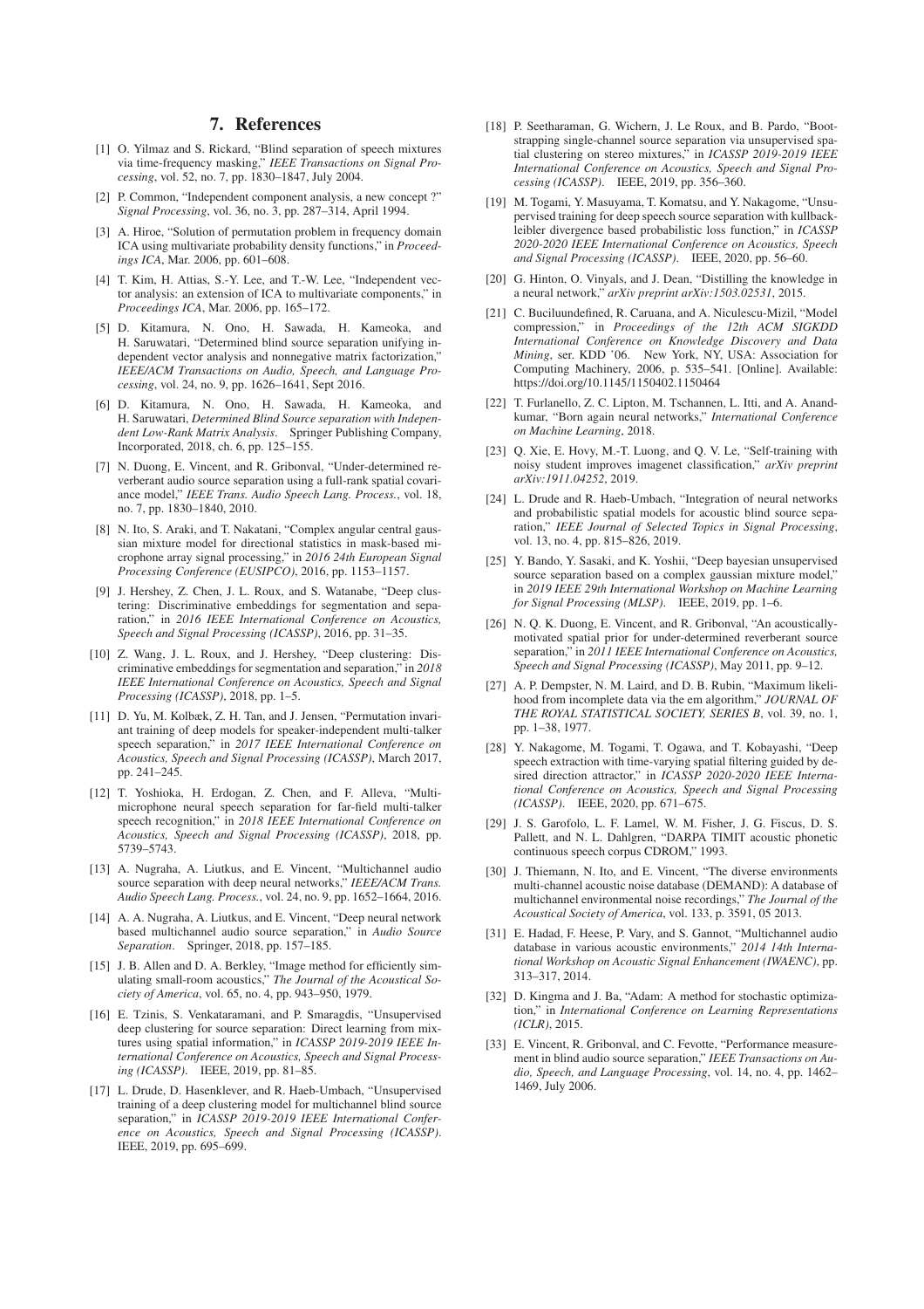## 7. References

[1] O. Yilmaz and S. Rickard, "Blind separation of speech mixtures via time-frequency masking," *IEEE Transactions on Signal Processing*, vol. 52, no. 7, pp. 1830–1847, July 2004.

[2] P. Common, "Independent component analysis, a new concept ?" *Signal Processing*, vol. 36, no. 3, pp. 287–314, April 1994.

[3] A. Hiroe, "Solution of permutation problem in frequency domain ICA using multivariate probability density functions," in *Proceedings ICA*, Mar. 2006, pp. 601–608.

[4] T. Kim, H. Attias, S.-Y. Lee, and T.-W. Lee, "Independent vector analysis: an extension of ICA to multivariate components," in *Proceedings ICA*, Mar. 2006, pp. 165–172.

[5] D. Kitamura, N. Ono, H. Sawada, H. Kameoka, and H. Saruwatari, "Determined blind source separation unifying independent vector analysis and nonnegative matrix factorization," *IEEE/ACM Transactions on Audio, Speech, and Language Processing*, vol. 24, no. 9, pp. 1626–1641, Sept 2016.

[6] D. Kitamura, N. Ono, H. Sawada, H. Kameoka, and H. Saruwatari, *Determined Blind Source separation with Independent Low-Rank Matrix Analysis*. Springer Publishing Company, Incorporated, 2018, ch. 6, pp. 125–155.

[7] N. Duong, E. Vincent, and R. Gribonval, "Under-determined reverberant audio source separation using a full-rank spatial covariance model," *IEEE Trans. Audio Speech Lang. Process.*, vol. 18, no. 7, pp. 1830–1840, 2010.

[8] N. Ito, S. Araki, and T. Nakatani, "Complex angular central gaussian mixture model for directional statistics in mask-based microphone array signal processing," in *2016 24th European Signal Processing Conference (EUSIPCO)*, 2016, pp. 1153–1157.

[9] J. Hershey, Z. Chen, J. L. Roux, and S. Watanabe, "Deep clustering: Discriminative embeddings for segmentation and separation," in *2016 IEEE International Conference on Acoustics, Speech and Signal Processing (ICASSP)*, 2016, pp. 31–35.

[10] Z. Wang, J. L. Roux, and J. Hershey, "Deep clustering: Discriminative embeddings for segmentation and separation," in *2018 IEEE International Conference on Acoustics, Speech and Signal Processing (ICASSP)*, 2018, pp. 1–5.

[11] D. Yu, M. Kolbæk, Z. H. Tan, and J. Jensen, "Permutation invariant training of deep models for speaker-independent multi-talker speech separation," in *2017 IEEE International Conference on Acoustics, Speech and Signal Processing (ICASSP)*, March 2017, pp. 241–245.

[12] T. Yoshioka, H. Erdogan, Z. Chen, and F. Alleva, "Multi-microphone neural speech separation for far-field multi-talker speech recognition," in *2018 IEEE International Conference on Acoustics, Speech and Signal Processing (ICASSP)*, 2018, pp. 5739–5743.

[13] A. Nugraha, A. Liutkus, and E. Vincent, "Multichannel audio source separation with deep neural networks," *IEEE/ACM Trans. Audio Speech Lang. Process.*, vol. 24, no. 9, pp. 1652–1664, 2016.

[14] A. A. Nugraha, A. Liutkus, and E. Vincent, "Deep neural network based multichannel audio source separation," in *Audio Source Separation*. Springer, 2018, pp. 157–185.

[15] J. B. Allen and D. A. Berkley, "Image method for efficiently simulating small-room acoustics," *The Journal of the Acoustical Society of America*, vol. 65, no. 4, pp. 943–950, 1979.

[16] E. Tzinis, S. Venkataramani, and P. Smaragdis, "Unsupervised deep clustering for source separation: Direct learning from mixtures using spatial information," in *ICASSP 2019-2019 IEEE International Conference on Acoustics, Speech and Signal Processing (ICASSP)*. IEEE, 2019, pp. 81–85.

[17] L. Drude, D. Hasenklever, and R. Haeb-Umbach, "Unsupervised training of a deep clustering model for multichannel blind source separation," in *ICASSP 2019-2019 IEEE International Conference on Acoustics, Speech and Signal Processing (ICASSP)*. IEEE, 2019, pp. 695–699.

[18] P. Seetharaman, G. Wichern, J. Le Roux, and B. Pardo, "Bootstrapping single-channel source separation via unsupervised spatial clustering on stereo mixtures," in *ICASSP 2019-2019 IEEE International Conference on Acoustics, Speech and Signal Processing (ICASSP)*. IEEE, 2019, pp. 356–360.

[19] M. Togami, Y. Masuyama, T. Komatsu, and Y. Nakagome, "Unsupervised training for deep speech source separation with kullback-leibler divergence based probabilistic loss function," in *ICASSP 2020-2020 IEEE International Conference on Acoustics, Speech and Signal Processing (ICASSP)*. IEEE, 2020, pp. 56–60.

[20] G. Hinton, O. Vinyals, and J. Dean, "Distilling the knowledge in a neural network," *arXiv preprint arXiv:1503.02531*, 2015.

[21] C. Buciluundefined, R. Caruana, and A. Niculescu-Mizil, "Model compression," in *Proceedings of the 12th ACM SIGKDD International Conference on Knowledge Discovery and Data Mining*, ser. KDD '06. New York, NY, USA: Association for Computing Machinery, 2006, p. 535–541. [Online]. Available: https://doi.org/10.1145/1150402.1150464

[22] T. Furlanello, Z. C. Lipton, M. Tschannen, L. Itti, and A. Anandkumar, "Born again neural networks," *International Conference on Machine Learning*, 2018.

[23] Q. Xie, E. Hovy, M.-T. Luong, and Q. V. Le, "Self-training with noisy student improves imagenet classification," *arXiv preprint arXiv:1911.04252*, 2019.

[24] L. Drude and R. Haeb-Umbach, "Integration of neural networks and probabilistic spatial models for acoustic blind source separation," *IEEE Journal of Selected Topics in Signal Processing*, vol. 13, no. 4, pp. 815–826, 2019.

[25] Y. Bando, Y. Sasaki, and K. Yoshii, "Deep bayesian unsupervised source separation based on a complex gaussian mixture model," in *2019 IEEE 29th International Workshop on Machine Learning for Signal Processing (MLSP)*. IEEE, 2019, pp. 1–6.

[26] N. Q. K. Duong, E. Vincent, and R. Gribonval, "An acoustically-motivated spatial prior for under-determined reverberant source separation," in *2011 IEEE International Conference on Acoustics, Speech and Signal Processing (ICASSP)*, May 2011, pp. 9–12.

[27] A. P. Dempster, N. M. Laird, and D. B. Rubin, "Maximum likelihood from incomplete data via the em algorithm," *JOURNAL OF THE ROYAL STATISTICAL SOCIETY, SERIES B*, vol. 39, no. 1, pp. 1–38, 1977.

[28] Y. Nakagome, M. Togami, T. Ogawa, and T. Kobayashi, "Deep speech extraction with time-varying spatial filtering guided by desired direction attractor," in *ICASSP 2020-2020 IEEE International Conference on Acoustics, Speech and Signal Processing (ICASSP)*. IEEE, 2020, pp. 671–675.

[29] J. S. Garofolo, L. F. Lamel, W. M. Fisher, J. G. Fiscus, D. S. Pallett, and N. L. Dahlgren, "DARPA TIMIT acoustic phonetic continuous speech corpus CDROM," 1993.

[30] J. Thiemann, N. Ito, and E. Vincent, "The diverse environments multi-channel acoustic noise database (DEMAND): A database of multichannel environmental noise recordings," *The Journal of the Acoustical Society of America*, vol. 133, p. 3591, 05 2013.

[31] E. Hadad, F. Heese, P. Vary, and S. Gannot, "Multichannel audio database in various acoustic environments," *2014 14th International Workshop on Acoustic Signal Enhancement (IWAENC)*, pp. 313–317, 2014.

[32] D. Kingma and J. Ba, "Adam: A method for stochastic optimization," in *International Conference on Learning Representations (ICLR)*, 2015.

[33] E. Vincent, R. Gribonval, and C. Fevotte, "Performance measurement in blind audio source separation," *IEEE Transactions on Audio, Speech, and Language Processing*, vol. 14, no. 4, pp. 1462–1469, July 2006.